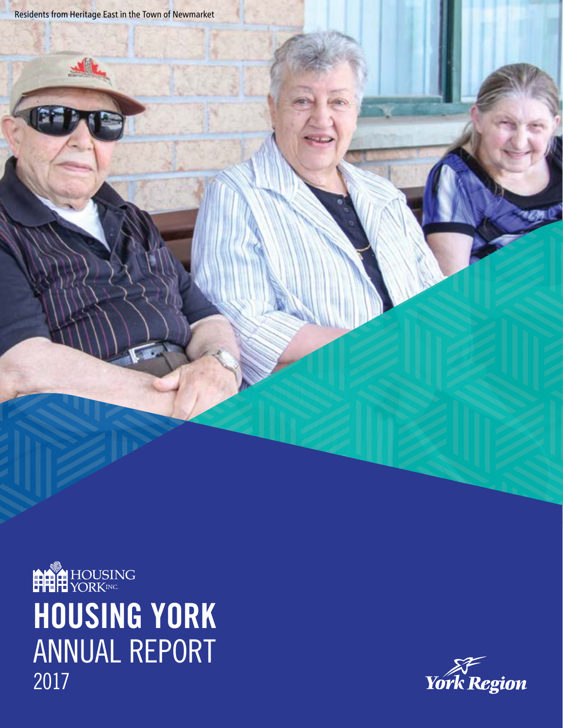Residents from Heritage East in the Town of Newmarket

HOUSING YORK INC.

# HOUSING YORK ANNUAL REPORT 2017

York Region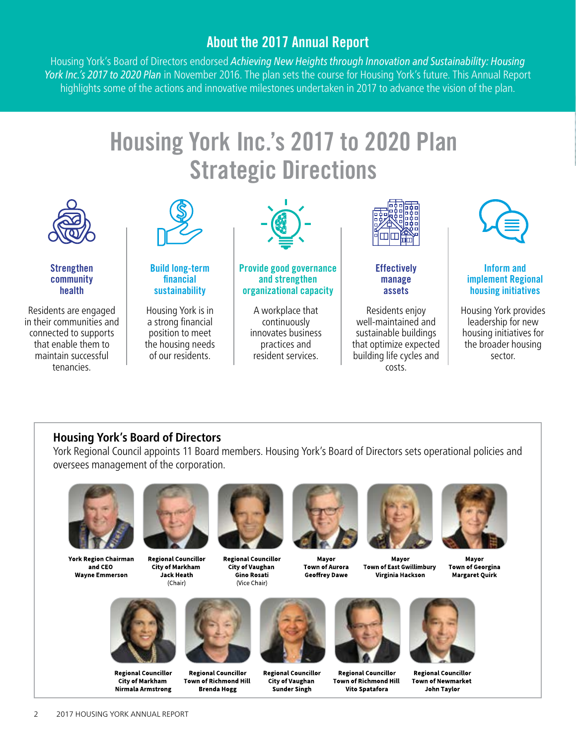## About the 2017 Annual Report

Housing York's Board of Directors endorsed *Achieving New Heights through Innovation and Sustainability: Housing York Inc.'s 2017 to 2020 Plan* in November 2016. The plan sets the course for Housing York's future. This Annual Report highlights some of the actions and innovative milestones undertaken in 2017 to advance the vision of the plan.

# Housing York Inc.'s 2017 to 2020 Plan Strategic Directions

### Strengthen community health

Residents are engaged in their communities and connected to supports that enable them to maintain successful tenancies.

### Build long-term financial sustainability

Housing York is in a strong financial position to meet the housing needs of our residents.

### Provide good governance and strengthen organizational capacity

A workplace that continuously innovates business practices and resident services.

### Effectively manage assets

Residents enjoy well-maintained and sustainable buildings that optimize expected building life cycles and costs.

### Inform and implement Regional housing initiatives

Housing York provides leadership for new housing initiatives for the broader housing sector.

## Housing York's Board of Directors

York Regional Council appoints 11 Board members. Housing York's Board of Directors sets operational policies and oversees management of the corporation.

**York Region Chairman and CEO**
**Wayne Emmerson**

**Regional Councillor**
**City of Markham**
**Jack Heath**
(Chair)

**Regional Councillor**
**City of Vaughan**
**Gino Rosati**
(Vice Chair)

**Mayor**
**Town of Aurora**
**Geoffrey Dawe**

**Mayor**
**Town of East Gwillimbury**
**Virginia Hackson**

**Mayor**
**Town of Georgina**
**Margaret Quirk**

**Regional Councillor**
**City of Markham**
**Nirmala Armstrong**

**Regional Councillor**
**Town of Richmond Hill**
**Brenda Hogg**

**Regional Councillor**
**City of Vaughan**
**Sunder Singh**

**Regional Councillor**
**Town of Richmond Hill**
**Vito Spatafora**

**Regional Councillor**
**Town of Newmarket**
**John Taylor**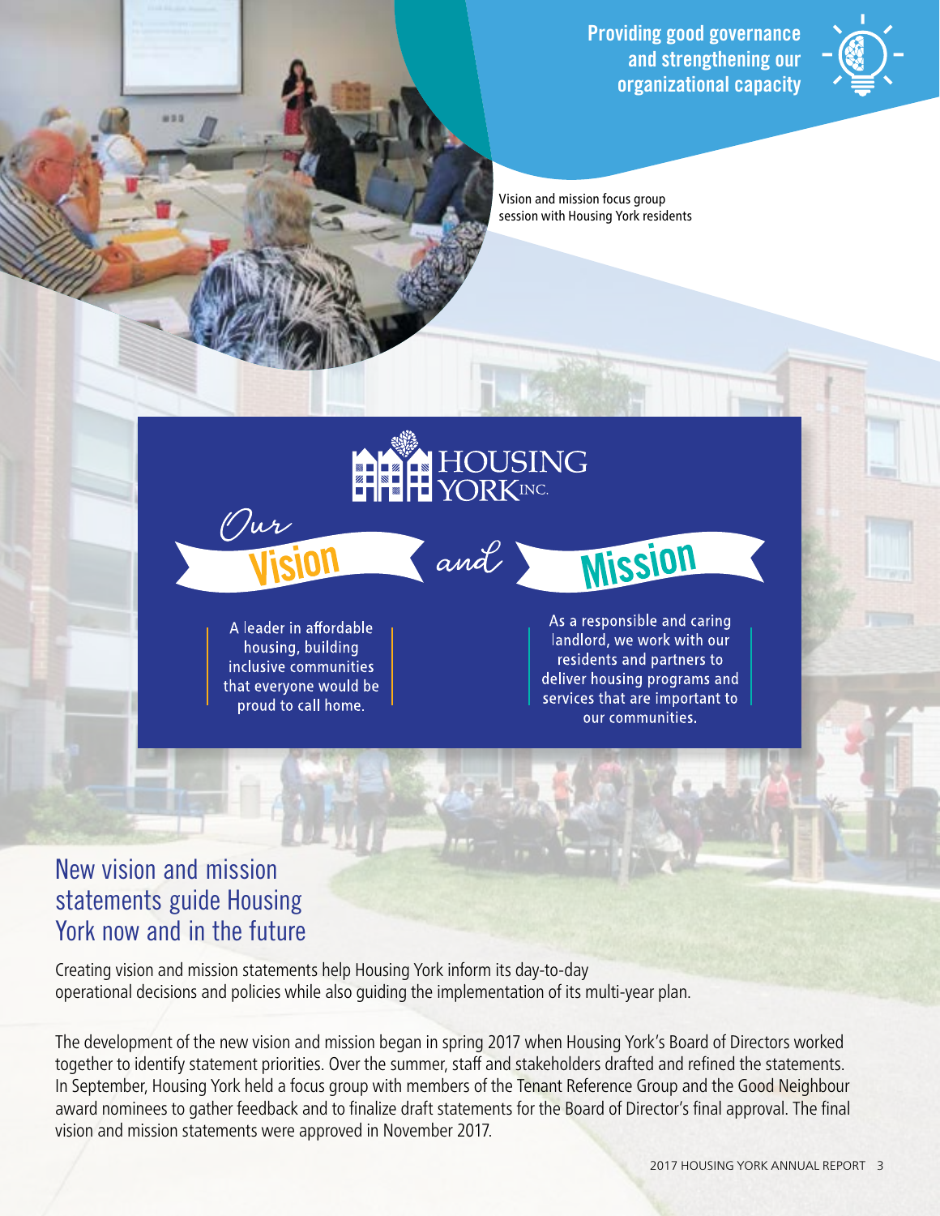**Providing good governance and strengthening our organizational capacity**

Vision and mission focus group session with Housing York residents

HOUSING YORK INC.

## Our Vision and Mission

**Vision**

A leader in affordable housing, building inclusive communities that everyone would be proud to call home.

**Mission**

As a responsible and caring landlord, we work with our residents and partners to deliver housing programs and services that are important to our communities.

## New vision and mission statements guide Housing York now and in the future

Creating vision and mission statements help Housing York inform its day-to-day operational decisions and policies while also guiding the implementation of its multi-year plan.

The development of the new vision and mission began in spring 2017 when Housing York's Board of Directors worked together to identify statement priorities. Over the summer, staff and stakeholders drafted and refined the statements. In September, Housing York held a focus group with members of the Tenant Reference Group and the Good Neighbour award nominees to gather feedback and to finalize draft statements for the Board of Director's final approval. The final vision and mission statements were approved in November 2017.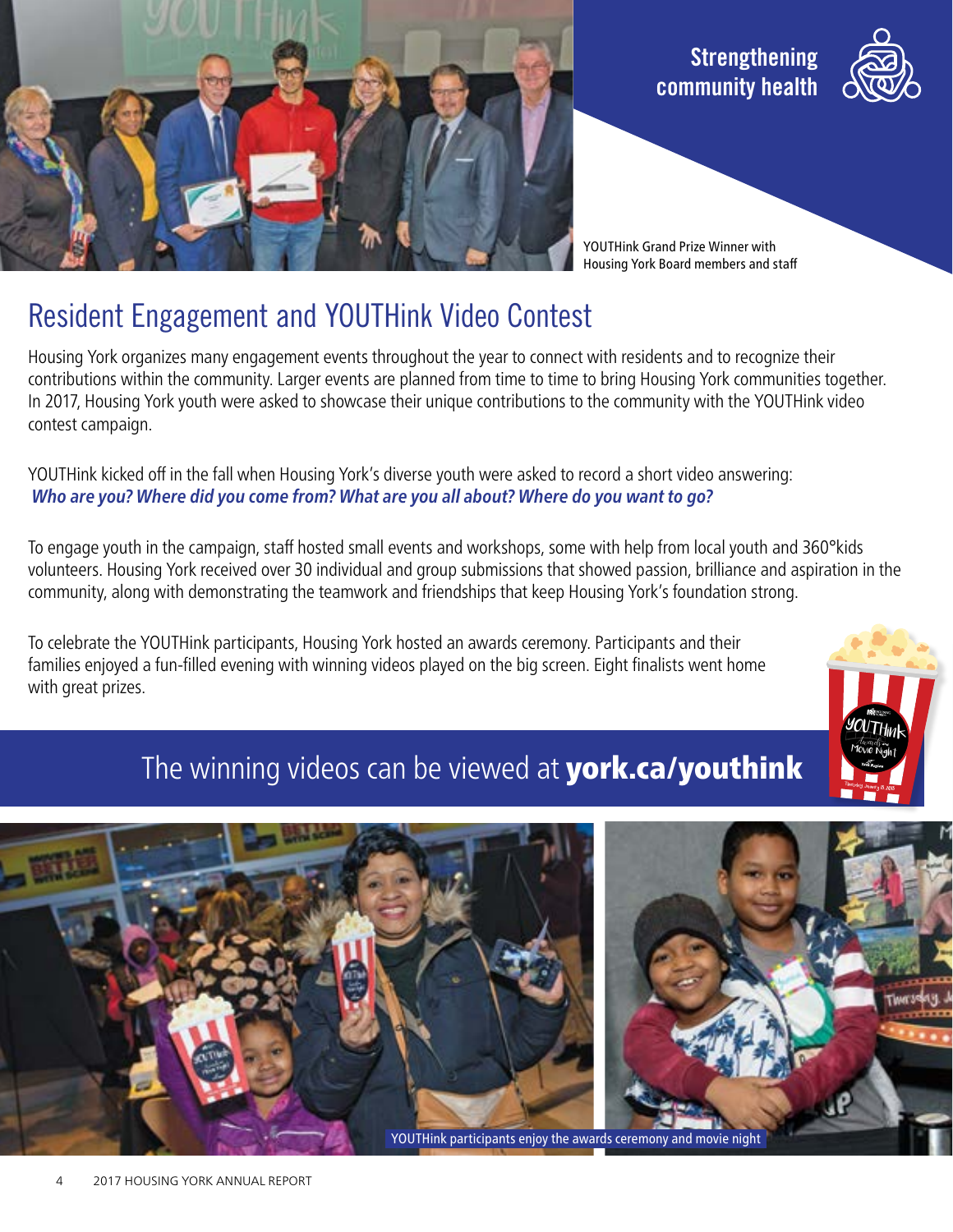**Strengthening community health**

YOUTHink Grand Prize Winner with Housing York Board members and staff

# Resident Engagement and YOUTHink Video Contest

Housing York organizes many engagement events throughout the year to connect with residents and to recognize their contributions within the community. Larger events are planned from time to time to bring Housing York communities together. In 2017, Housing York youth were asked to showcase their unique contributions to the community with the YOUTHink video contest campaign.

YOUTHink kicked off in the fall when Housing York's diverse youth were asked to record a short video answering: ***Who are you? Where did you come from? What are you all about? Where do you want to go?***

To engage youth in the campaign, staff hosted small events and workshops, some with help from local youth and 360°kids volunteers. Housing York received over 30 individual and group submissions that showed passion, brilliance and aspiration in the community, along with demonstrating the teamwork and friendships that keep Housing York's foundation strong.

To celebrate the YOUTHink participants, Housing York hosted an awards ceremony. Participants and their families enjoyed a fun-filled evening with winning videos played on the big screen. Eight finalists went home with great prizes.

## The winning videos can be viewed at **york.ca/youthink**

YOUTHink participants enjoy the awards ceremony and movie night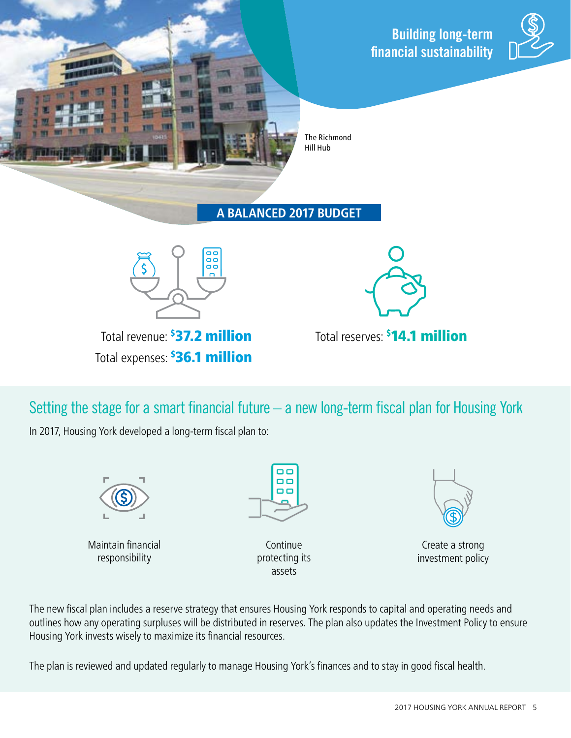# Building long-term financial sustainability

The Richmond Hill Hub

## A BALANCED 2017 BUDGET

Total revenue: **$37.2 million**

Total expenses: **$36.1 million**

Total reserves: **$14.1 million**

## Setting the stage for a smart financial future – a new long-term fiscal plan for Housing York

In 2017, Housing York developed a long-term fiscal plan to:

- Maintain financial responsibility
- Continue protecting its assets
- Create a strong investment policy

The new fiscal plan includes a reserve strategy that ensures Housing York responds to capital and operating needs and outlines how any operating surpluses will be distributed in reserves. The plan also updates the Investment Policy to ensure Housing York invests wisely to maximize its financial resources.

The plan is reviewed and updated regularly to manage Housing York's finances and to stay in good fiscal health.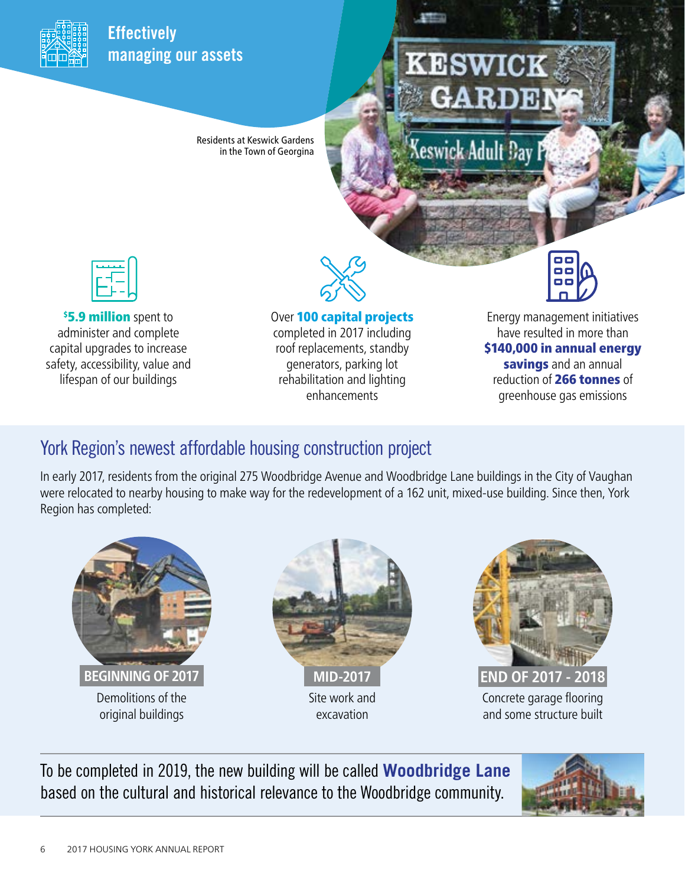## Effectively managing our assets

Residents at Keswick Gardens in the Town of Georgina

**$5.9 million** spent to administer and complete capital upgrades to increase safety, accessibility, value and lifespan of our buildings

Over **100 capital projects** completed in 2017 including roof replacements, standby generators, parking lot rehabilitation and lighting enhancements

Energy management initiatives have resulted in more than **$140,000 in annual energy savings** and an annual reduction of **266 tonnes** of greenhouse gas emissions

## York Region's newest affordable housing construction project

In early 2017, residents from the original 275 Woodbridge Avenue and Woodbridge Lane buildings in the City of Vaughan were relocated to nearby housing to make way for the redevelopment of a 162 unit, mixed-use building. Since then, York Region has completed:

**BEGINNING OF 2017**

Demolitions of the original buildings

**MID-2017**

Site work and excavation

**END OF 2017 - 2018**

Concrete garage flooring and some structure built

To be completed in 2019, the new building will be called **Woodbridge Lane** based on the cultural and historical relevance to the Woodbridge community.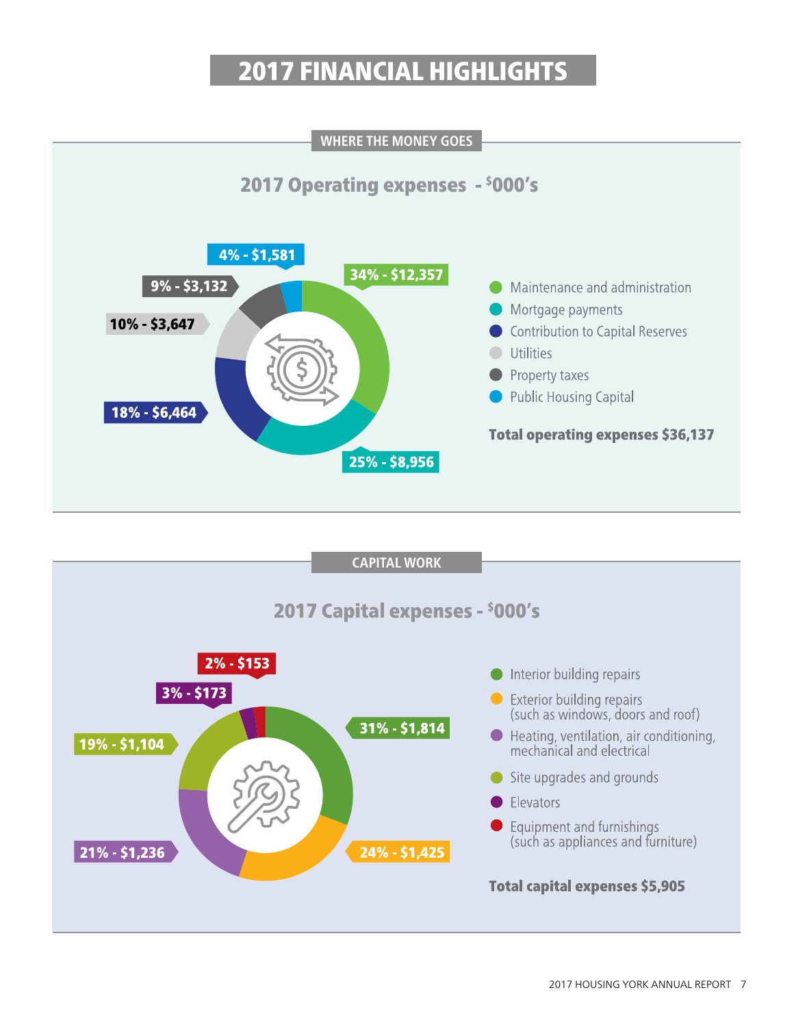# 2017 FINANCIAL HIGHLIGHTS

## WHERE THE MONEY GOES

### 2017 Operating expenses - $000's

| Category | Percentage | Amount |
|---|---|---|
| Maintenance and administration | 34% | $12,357 |
| Mortgage payments | 25% | $8,956 |
| Contribution to Capital Reserves | 18% | $6,464 |
| Utilities | 10% | $3,647 |
| Property taxes | 9% | $3,132 |
| Public Housing Capital | 4% | $1,581 |

**Total operating expenses $36,137**

## CAPITAL WORK

### 2017 Capital expenses - $000's

| Category | Percentage | Amount |
|---|---|---|
| Interior building repairs | 31% | $1,814 |
| Exterior building repairs (such as windows, doors and roof) | 24% | $1,425 |
| Heating, ventilation, air conditioning, mechanical and electrical | 21% | $1,236 |
| Site upgrades and grounds | 19% | $1,104 |
| Elevators | 3% | $173 |
| Equipment and furnishings (such as appliances and furniture) | 2% | $153 |

**Total capital expenses $5,905**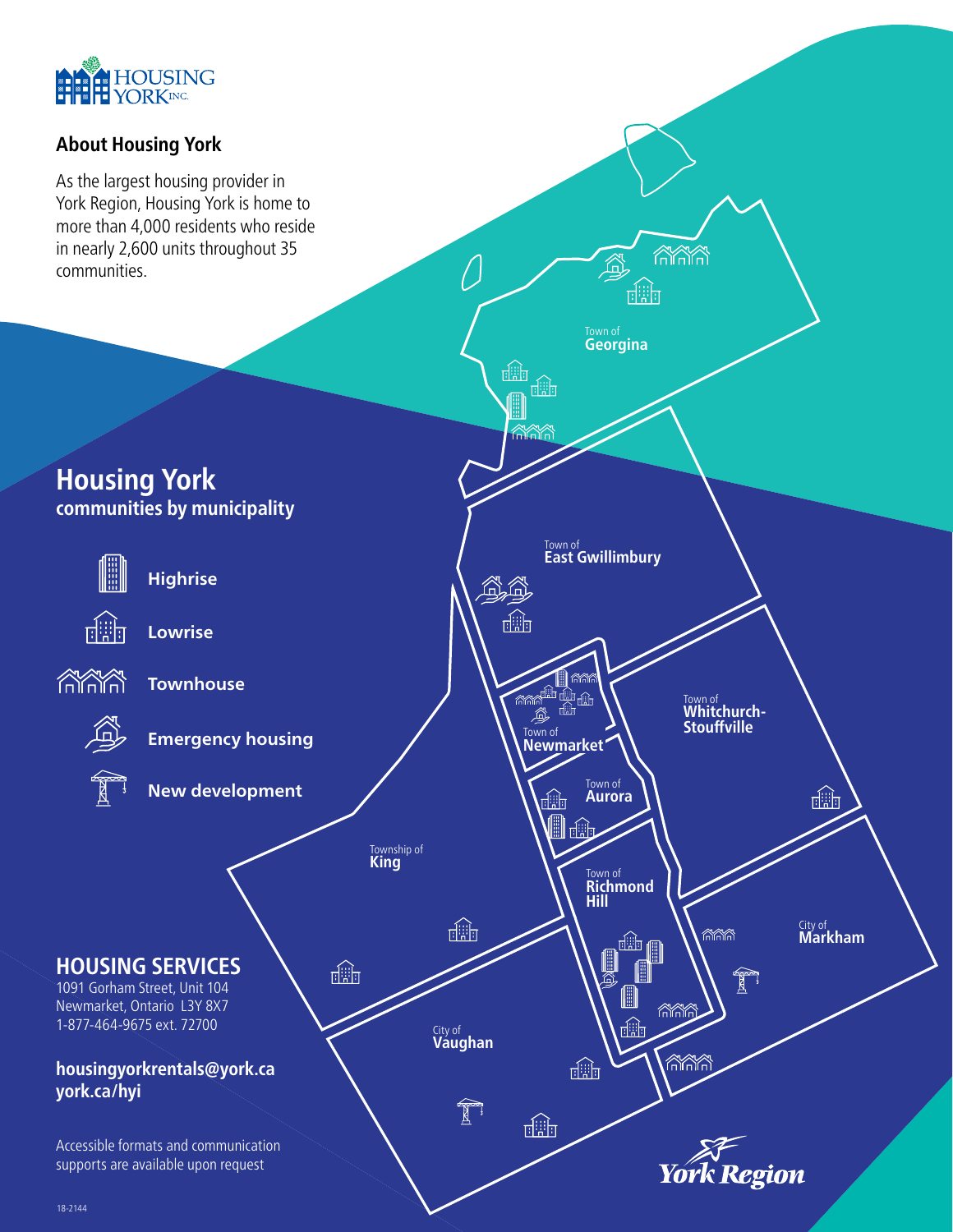HOUSING YORK INC.

## About Housing York

As the largest housing provider in York Region, Housing York is home to more than 4,000 residents who reside in nearly 2,600 units throughout 35 communities.

# Housing York

## communities by municipality

- Highrise
- Lowrise
- Townhouse
- Emergency housing
- New development

Town of **Georgina**

Town of **East Gwillimbury**

Town of **Newmarket**

Town of **Whitchurch-Stouffville**

Town of **Aurora**

Township of **King**

Town of **Richmond Hill**

City of **Markham**

City of **Vaughan**

## HOUSING SERVICES

1091 Gorham Street, Unit 104
Newmarket, Ontario L3Y 8X7
1-877-464-9675 ext. 72700

**housingyorkrentals@york.ca**
**york.ca/hyi**

Accessible formats and communication supports are available upon request

York Region

18-2144